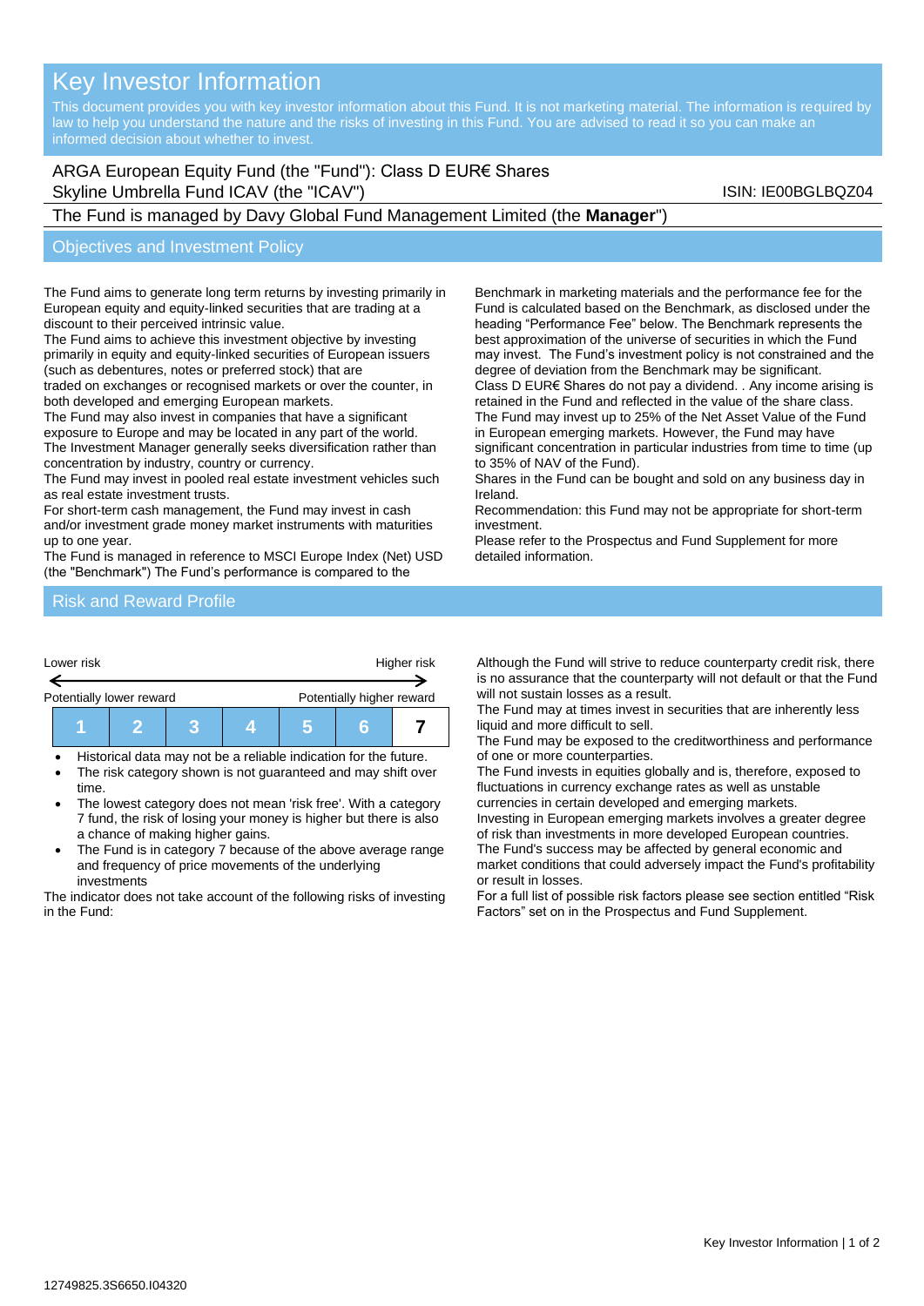# Key Investor Information

This document provides you with key investor information about this Fund. It is not marketing material. The information is required by law to help you understand the nature and the risks of investing in this Fund. You are advised to read it so you can make an informed decision about whether to invest.

ARGA European Equity Fund (the "Fund"): Class D EUR€ Shares
Skyline Umbrella Fund ICAV (the "ICAV")

ISIN: IE00BGLBQZ04

The Fund is managed by Davy Global Fund Management Limited (the **Manager**")

## Objectives and Investment Policy

The Fund aims to generate long term returns by investing primarily in European equity and equity-linked securities that are trading at a discount to their perceived intrinsic value.

The Fund aims to achieve this investment objective by investing primarily in equity and equity-linked securities of European issuers (such as debentures, notes or preferred stock) that are traded on exchanges or recognised markets or over the counter, in both developed and emerging European markets.

The Fund may also invest in companies that have a significant exposure to Europe and may be located in any part of the world.

The Investment Manager generally seeks diversification rather than concentration by industry, country or currency.

The Fund may invest in pooled real estate investment vehicles such as real estate investment trusts.

For short-term cash management, the Fund may invest in cash and/or investment grade money market instruments with maturities up to one year.

The Fund is managed in reference to MSCI Europe Index (Net) USD (the "Benchmark") The Fund's performance is compared to the Benchmark in marketing materials and the performance fee for the Fund is calculated based on the Benchmark, as disclosed under the heading "Performance Fee" below. The Benchmark represents the best approximation of the universe of securities in which the Fund may invest. The Fund's investment policy is not constrained and the degree of deviation from the Benchmark may be significant.

Class D EUR€ Shares do not pay a dividend. . Any income arising is retained in the Fund and reflected in the value of the share class.

The Fund may invest up to 25% of the Net Asset Value of the Fund in European emerging markets. However, the Fund may have significant concentration in particular industries from time to time (up to 35% of NAV of the Fund).

Shares in the Fund can be bought and sold on any business day in Ireland.

Recommendation: this Fund may not be appropriate for short-term investment.

Please refer to the Prospectus and Fund Supplement for more detailed information.

## Risk and Reward Profile

| Lower risk | | | | | | Higher risk |
|---|---|---|---|---|---|---|
| Potentially lower reward | | | | | | Potentially higher reward |
| 1 | 2 | 3 | 4 | 5 | 6 | **7** |

- Historical data may not be a reliable indication for the future.
- The risk category shown is not guaranteed and may shift over time.
- The lowest category does not mean 'risk free'. With a category 7 fund, the risk of losing your money is higher but there is also a chance of making higher gains.
- The Fund is in category 7 because of the above average range and frequency of price movements of the underlying investments

The indicator does not take account of the following risks of investing in the Fund:

Although the Fund will strive to reduce counterparty credit risk, there is no assurance that the counterparty will not default or that the Fund will not sustain losses as a result.

The Fund may at times invest in securities that are inherently less liquid and more difficult to sell.

The Fund may be exposed to the creditworthiness and performance of one or more counterparties.

The Fund invests in equities globally and is, therefore, exposed to fluctuations in currency exchange rates as well as unstable currencies in certain developed and emerging markets.

Investing in European emerging markets involves a greater degree of risk than investments in more developed European countries.

The Fund's success may be affected by general economic and market conditions that could adversely impact the Fund's profitability or result in losses.

For a full list of possible risk factors please see section entitled "Risk Factors" set on in the Prospectus and Fund Supplement.

12749825.3S6650.I04320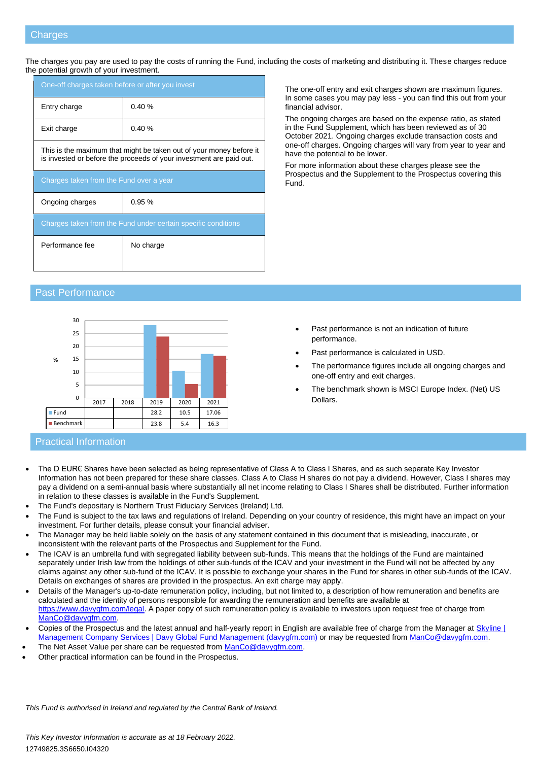## Charges

The charges you pay are used to pay the costs of running the Fund, including the costs of marketing and distributing it. These charges reduce the potential growth of your investment.

| One-off charges taken before or after you invest | |
|---|---|
| Entry charge | 0.40 % |
| Exit charge | 0.40 % |
| This is the maximum that might be taken out of your money before it is invested or before the proceeds of your investment are paid out. | |
| **Charges taken from the Fund over a year** | |
| Ongoing charges | 0.95 % |
| **Charges taken from the Fund under certain specific conditions** | |
| Performance fee | No charge |

The one-off entry and exit charges shown are maximum figures. In some cases you may pay less - you can find this out from your financial advisor.

The ongoing charges are based on the expense ratio, as stated in the Fund Supplement, which has been reviewed as of 30 October 2021. Ongoing charges exclude transaction costs and one-off charges. Ongoing charges will vary from year to year and have the potential to be lower.

For more information about these charges please see the Prospectus and the Supplement to the Prospectus covering this Fund.

## Past Performance

%

30
25
20
15
10
5
0

2017 2018 2019 2020 2021

Fund: 28.2 (2019), 10.5 (2020), 17.06 (2021)

Benchmark: 23.8 (2019), 5.4 (2020), 16.3 (2021)

- Past performance is not an indication of future performance.
- Past performance is calculated in USD.
- The performance figures include all ongoing charges and one-off entry and exit charges.
- The benchmark shown is MSCI Europe Index. (Net) US Dollars.

## Practical Information

- The D EUR€ Shares have been selected as being representative of Class A to Class I Shares, and as such separate Key Investor Information has not been prepared for these share classes. Class A to Class H shares do not pay a dividend. However, Class I shares may pay a dividend on a semi-annual basis where substantially all net income relating to Class I Shares shall be distributed. Further information in relation to these classes is available in the Fund's Supplement.
- The Fund's depositary is Northern Trust Fiduciary Services (Ireland) Ltd.
- The Fund is subject to the tax laws and regulations of Ireland. Depending on your country of residence, this might have an impact on your investment. For further details, please consult your financial adviser.
- The Manager may be held liable solely on the basis of any statement contained in this document that is misleading, inaccurate, or inconsistent with the relevant parts of the Prospectus and Supplement for the Fund.
- The ICAV is an umbrella fund with segregated liability between sub-funds. This means that the holdings of the Fund are maintained separately under Irish law from the holdings of other sub-funds of the ICAV and your investment in the Fund will not be affected by any claims against any other sub-fund of the ICAV. It is possible to exchange your shares in the Fund for shares in other sub-funds of the ICAV. Details on exchanges of shares are provided in the prospectus. An exit charge may apply.
- Details of the Manager's up-to-date remuneration policy, including, but not limited to, a description of how remuneration and benefits are calculated and the identity of persons responsible for awarding the remuneration and benefits are available at https://www.davygfm.com/legal. A paper copy of such remuneration policy is available to investors upon request free of charge from ManCo@davygfm.com.
- Copies of the Prospectus and the latest annual and half-yearly report in English are available free of charge from the Manager at Skyline | Management Company Services | Davy Global Fund Management (davygfm.com) or may be requested from ManCo@davygfm.com.
- The Net Asset Value per share can be requested from ManCo@davygfm.com.
- Other practical information can be found in the Prospectus.

*This Fund is authorised in Ireland and regulated by the Central Bank of Ireland.*

*This Key Investor Information is accurate as at 18 February 2022.*

12749825.3S6650.I04320